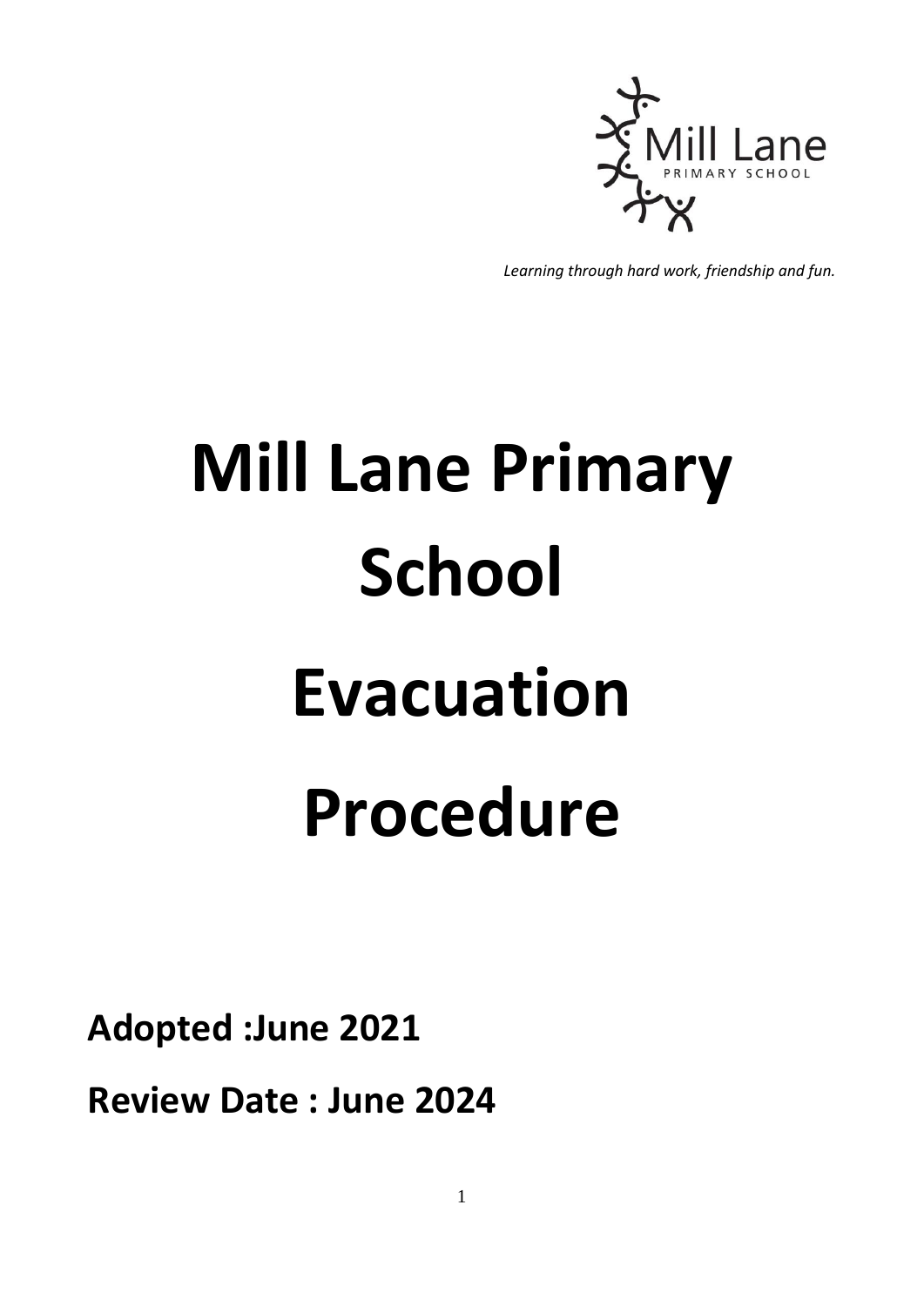Mill Lane
PRIMARY SCHOOL

*Learning through hard work, friendship and fun.*

# Mill Lane Primary School

# Evacuation Procedure

**Adopted :June 2021**

**Review Date : June 2024**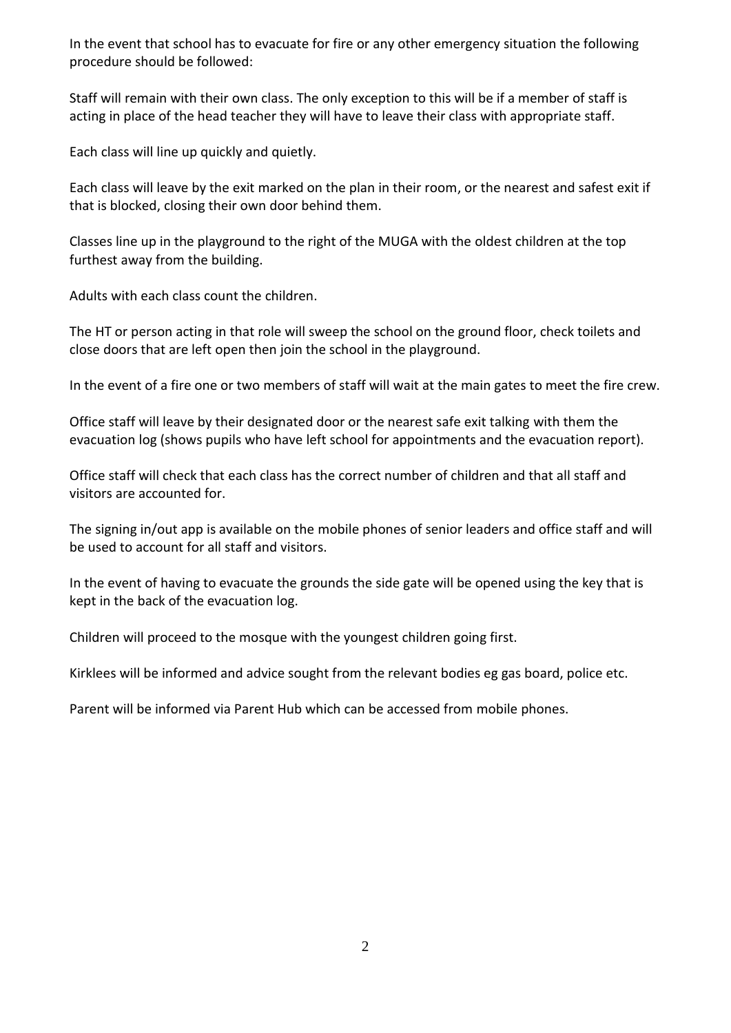In the event that school has to evacuate for fire or any other emergency situation the following procedure should be followed:

Staff will remain with their own class. The only exception to this will be if a member of staff is acting in place of the head teacher they will have to leave their class with appropriate staff.

Each class will line up quickly and quietly.

Each class will leave by the exit marked on the plan in their room, or the nearest and safest exit if that is blocked, closing their own door behind them.

Classes line up in the playground to the right of the MUGA with the oldest children at the top furthest away from the building.

Adults with each class count the children.

The HT or person acting in that role will sweep the school on the ground floor, check toilets and close doors that are left open then join the school in the playground.

In the event of a fire one or two members of staff will wait at the main gates to meet the fire crew.

Office staff will leave by their designated door or the nearest safe exit talking with them the evacuation log (shows pupils who have left school for appointments and the evacuation report).

Office staff will check that each class has the correct number of children and that all staff and visitors are accounted for.

The signing in/out app is available on the mobile phones of senior leaders and office staff and will be used to account for all staff and visitors.

In the event of having to evacuate the grounds the side gate will be opened using the key that is kept in the back of the evacuation log.

Children will proceed to the mosque with the youngest children going first.

Kirklees will be informed and advice sought from the relevant bodies eg gas board, police etc.

Parent will be informed via Parent Hub which can be accessed from mobile phones.